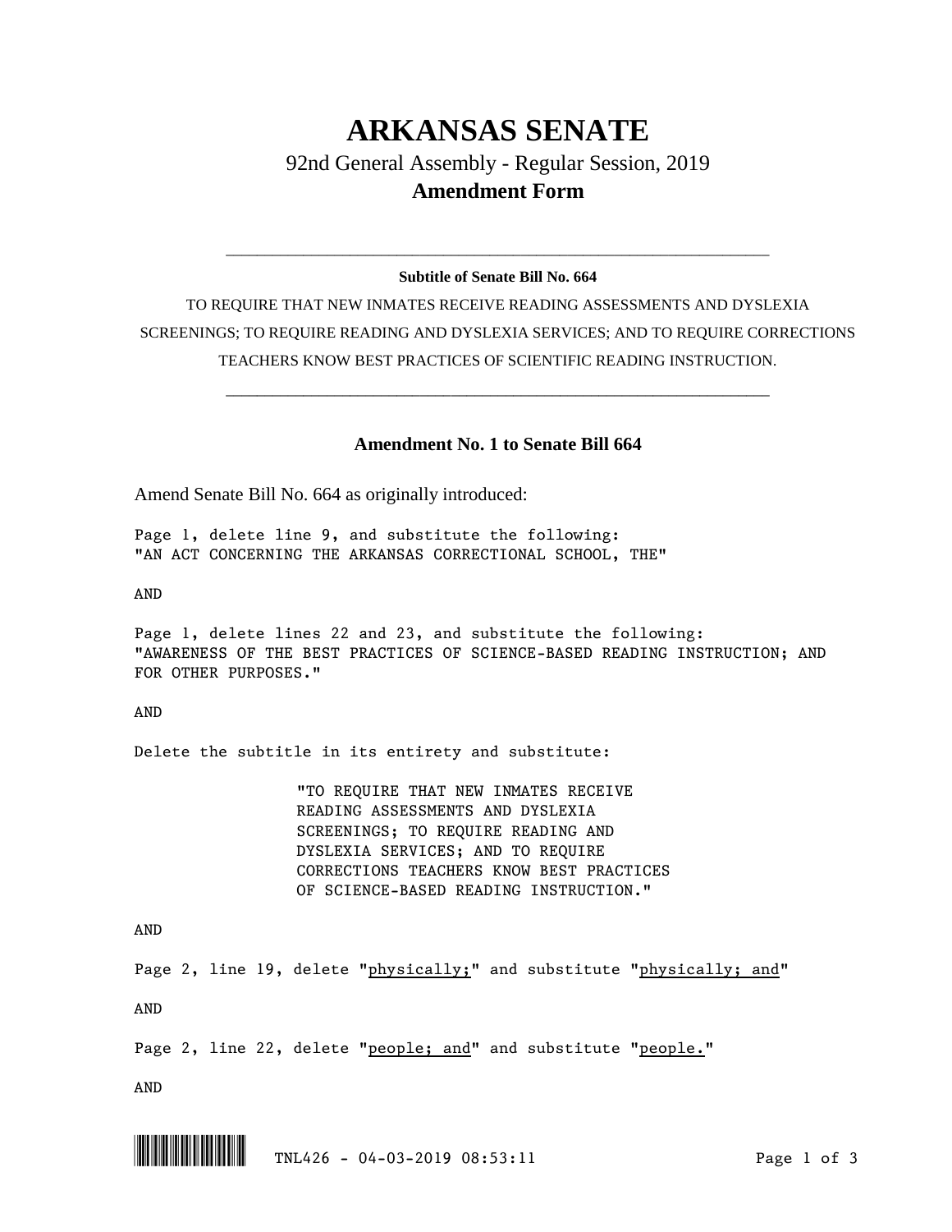# ARKANSAS SENATE

## 92nd General Assembly - Regular Session, 2019

## Amendment Form

**Subtitle of Senate Bill No. 664**

TO REQUIRE THAT NEW INMATES RECEIVE READING ASSESSMENTS AND DYSLEXIA SCREENINGS; TO REQUIRE READING AND DYSLEXIA SERVICES; AND TO REQUIRE CORRECTIONS TEACHERS KNOW BEST PRACTICES OF SCIENTIFIC READING INSTRUCTION.

### Amendment No. 1 to Senate Bill 664

Amend Senate Bill No. 664 as originally introduced:

Page 1, delete line 9, and substitute the following:
"AN ACT CONCERNING THE ARKANSAS CORRECTIONAL SCHOOL, THE"

AND

Page 1, delete lines 22 and 23, and substitute the following:
"AWARENESS OF THE BEST PRACTICES OF SCIENCE-BASED READING INSTRUCTION; AND FOR OTHER PURPOSES."

AND

Delete the subtitle in its entirety and substitute:

"TO REQUIRE THAT NEW INMATES RECEIVE READING ASSESSMENTS AND DYSLEXIA SCREENINGS; TO REQUIRE READING AND DYSLEXIA SERVICES; AND TO REQUIRE CORRECTIONS TEACHERS KNOW BEST PRACTICES OF SCIENCE-BASED READING INSTRUCTION."

AND

Page 2, line 19, delete "physically;" and substitute "physically; and"

AND

Page 2, line 22, delete "people; and" and substitute "people."

AND

TNL426 - 04-03-2019 08:53:11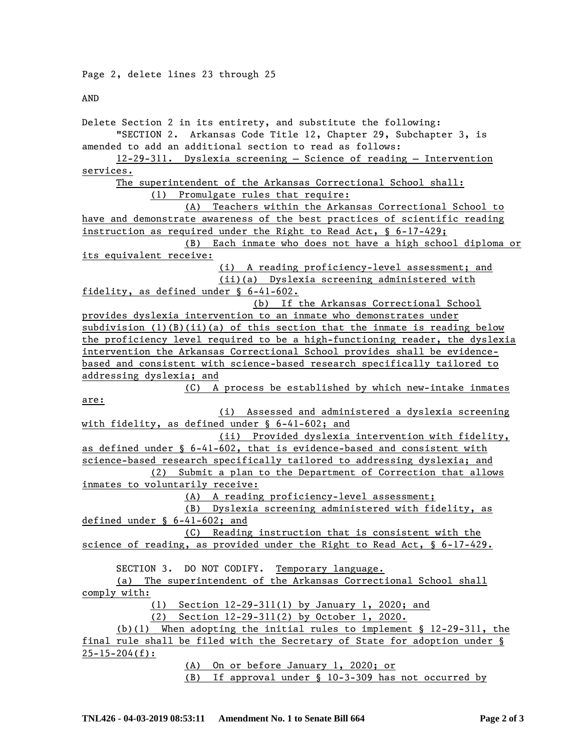Page 2, delete lines 23 through 25

AND

Delete Section 2 in its entirety, and substitute the following:

"SECTION 2. Arkansas Code Title 12, Chapter 29, Subchapter 3, is amended to add an additional section to read as follows:

12-29-311. Dyslexia screening — Science of reading — Intervention services.

The superintendent of the Arkansas Correctional School shall:

(1) Promulgate rules that require:

(A) Teachers within the Arkansas Correctional School to have and demonstrate awareness of the best practices of scientific reading instruction as required under the Right to Read Act, § 6-17-429;

(B) Each inmate who does not have a high school diploma or its equivalent receive:

(i) A reading proficiency-level assessment; and

(ii)(a) Dyslexia screening administered with fidelity, as defined under § 6-41-602.

(b) If the Arkansas Correctional School provides dyslexia intervention to an inmate who demonstrates under subdivision (1)(B)(ii)(a) of this section that the inmate is reading below the proficiency level required to be a high-functioning reader, the dyslexia intervention the Arkansas Correctional School provides shall be evidence-based and consistent with science-based research specifically tailored to addressing dyslexia; and

(C) A process be established by which new-intake inmates are:

(i) Assessed and administered a dyslexia screening with fidelity, as defined under § 6-41-602; and

(ii) Provided dyslexia intervention with fidelity, as defined under § 6-41-602, that is evidence-based and consistent with science-based research specifically tailored to addressing dyslexia; and

(2) Submit a plan to the Department of Correction that allows inmates to voluntarily receive:

(A) A reading proficiency-level assessment;

(B) Dyslexia screening administered with fidelity, as defined under § 6-41-602; and

(C) Reading instruction that is consistent with the science of reading, as provided under the Right to Read Act, § 6-17-429.

SECTION 3. DO NOT CODIFY. Temporary language.

(a) The superintendent of the Arkansas Correctional School shall comply with:

(1) Section 12-29-311(1) by January 1, 2020; and

(2) Section 12-29-311(2) by October 1, 2020.

(b)(1) When adopting the initial rules to implement § 12-29-311, the final rule shall be filed with the Secretary of State for adoption under § 25-15-204(f):

(A) On or before January 1, 2020; or

(B) If approval under § 10-3-309 has not occurred by

TNL426 - 04-03-2019 08:53:11 Amendment No. 1 to Senate Bill 664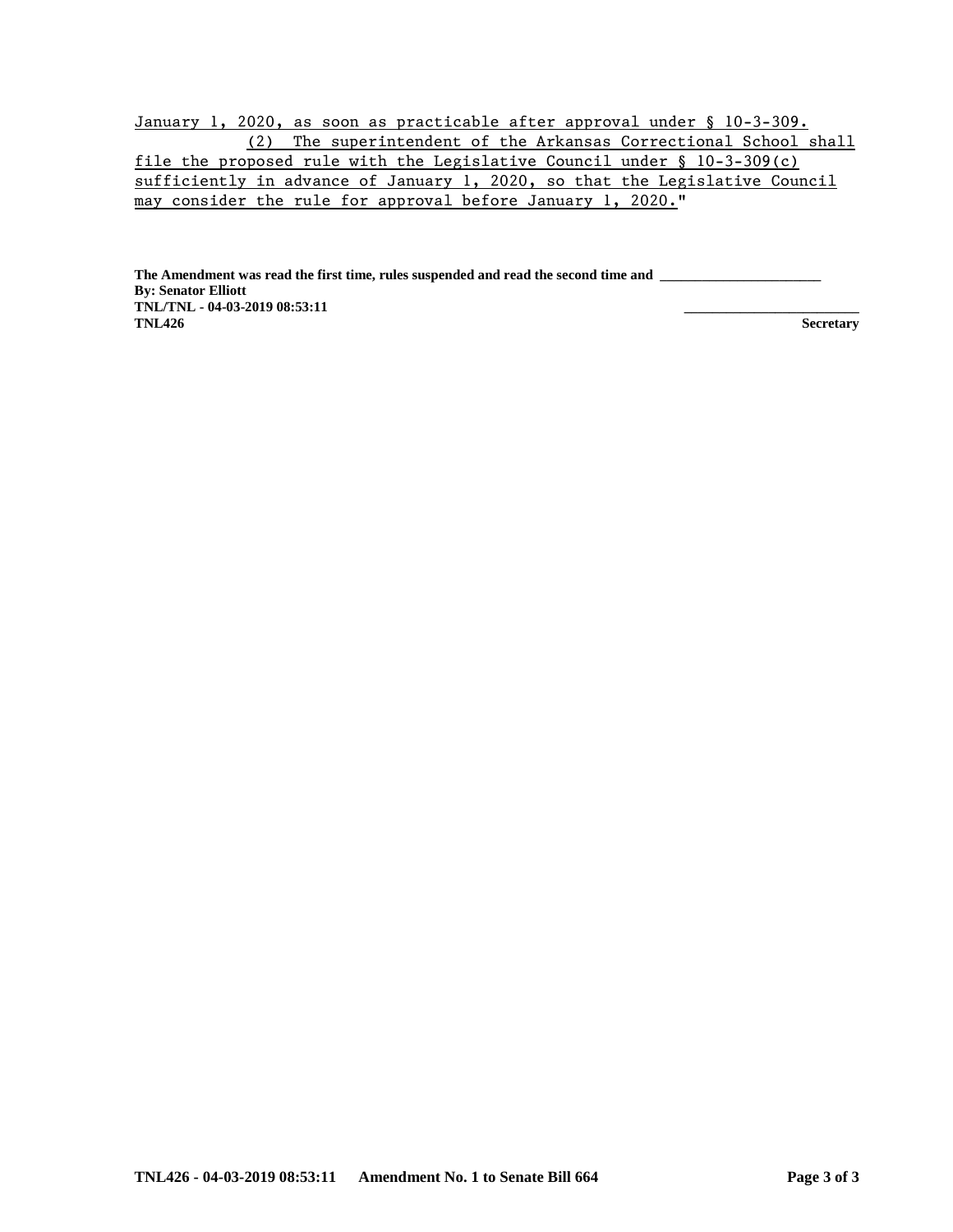January 1, 2020, as soon as practicable after approval under § 10-3-309.

(2) The superintendent of the Arkansas Correctional School shall file the proposed rule with the Legislative Council under § 10-3-309(c) sufficiently in advance of January 1, 2020, so that the Legislative Council may consider the rule for approval before January 1, 2020."

**The Amendment was read the first time, rules suspended and read the second time and \_\_\_\_\_\_\_\_\_\_\_\_\_\_\_\_\_\_\_\_\_\_**
**By: Senator Elliott**
**TNL/TNL - 04-03-2019 08:53:11** \_\_\_\_\_\_\_\_\_\_\_\_\_\_\_\_\_\_\_\_\_\_\_\_\_
**TNL426** **Secretary**